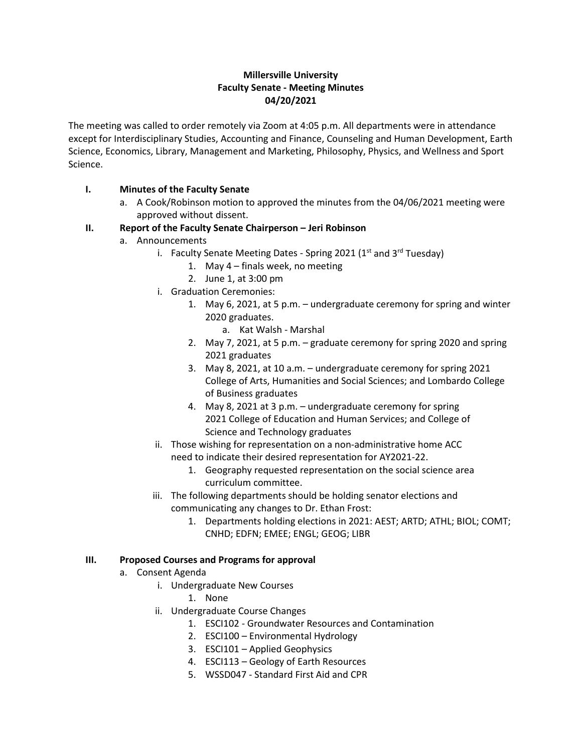**Millersville University**
**Faculty Senate - Meeting Minutes**
**04/20/2021**

The meeting was called to order remotely via Zoom at 4:05 p.m. All departments were in attendance except for Interdisciplinary Studies, Accounting and Finance, Counseling and Human Development, Earth Science, Economics, Library, Management and Marketing, Philosophy, Physics, and Wellness and Sport Science.

**I. Minutes of the Faculty Senate**

a. A Cook/Robinson motion to approved the minutes from the 04/06/2021 meeting were approved without dissent.

**II. Report of the Faculty Senate Chairperson – Jeri Robinson**

a. Announcements

i. Faculty Senate Meeting Dates - Spring 2021 (1st and 3rd Tuesday)
   1. May 4 – finals week, no meeting
   2. June 1, at 3:00 pm

i. Graduation Ceremonies:
   1. May 6, 2021, at 5 p.m. – undergraduate ceremony for spring and winter 2020 graduates.
      a. Kat Walsh - Marshal
   2. May 7, 2021, at 5 p.m. – graduate ceremony for spring 2020 and spring 2021 graduates
   3. May 8, 2021, at 10 a.m. – undergraduate ceremony for spring 2021 College of Arts, Humanities and Social Sciences; and Lombardo College of Business graduates
   4. May 8, 2021 at 3 p.m. – undergraduate ceremony for spring 2021 College of Education and Human Services; and College of Science and Technology graduates

ii. Those wishing for representation on a non-administrative home ACC need to indicate their desired representation for AY2021-22.
   1. Geography requested representation on the social science area curriculum committee.

iii. The following departments should be holding senator elections and communicating any changes to Dr. Ethan Frost:
   1. Departments holding elections in 2021: AEST; ARTD; ATHL; BIOL; COMT; CNHD; EDFN; EMEE; ENGL; GEOG; LIBR

**III. Proposed Courses and Programs for approval**

a. Consent Agenda

i. Undergraduate New Courses
   1. None

ii. Undergraduate Course Changes
   1. ESCI102 - Groundwater Resources and Contamination
   2. ESCI100 – Environmental Hydrology
   3. ESCI101 – Applied Geophysics
   4. ESCI113 – Geology of Earth Resources
   5. WSSD047 - Standard First Aid and CPR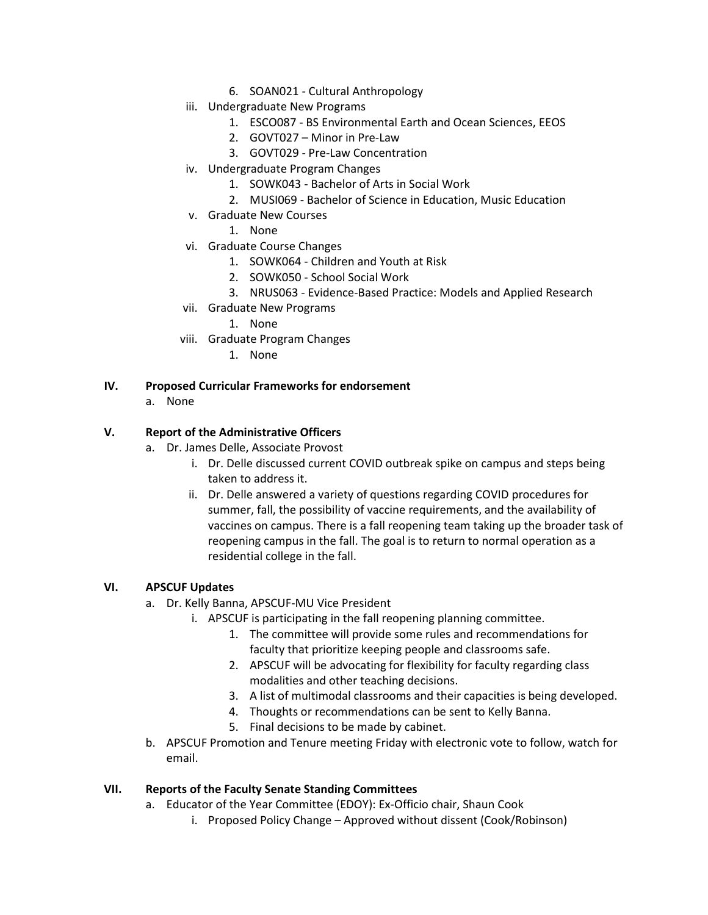6. SOAN021 - Cultural Anthropology
        iii. Undergraduate New Programs
            1. ESCO087 - BS Environmental Earth and Ocean Sciences, EEOS
            2. GOVT027 – Minor in Pre-Law
            3. GOVT029 - Pre-Law Concentration
        iv. Undergraduate Program Changes
            1. SOWK043 - Bachelor of Arts in Social Work
            2. MUSI069 - Bachelor of Science in Education, Music Education
        v. Graduate New Courses
            1. None
        vi. Graduate Course Changes
            1. SOWK064 - Children and Youth at Risk
            2. SOWK050 - School Social Work
            3. NRUS063 - Evidence-Based Practice: Models and Applied Research
        vii. Graduate New Programs
            1. None
        viii. Graduate Program Changes
            1. None

**IV. Proposed Curricular Frameworks for endorsement**

a. None

**V. Report of the Administrative Officers**

a. Dr. James Delle, Associate Provost
    i. Dr. Delle discussed current COVID outbreak spike on campus and steps being taken to address it.
    ii. Dr. Delle answered a variety of questions regarding COVID procedures for summer, fall, the possibility of vaccine requirements, and the availability of vaccines on campus. There is a fall reopening team taking up the broader task of reopening campus in the fall. The goal is to return to normal operation as a residential college in the fall.

**VI. APSCUF Updates**

a. Dr. Kelly Banna, APSCUF-MU Vice President
    i. APSCUF is participating in the fall reopening planning committee.
        1. The committee will provide some rules and recommendations for faculty that prioritize keeping people and classrooms safe.
        2. APSCUF will be advocating for flexibility for faculty regarding class modalities and other teaching decisions.
        3. A list of multimodal classrooms and their capacities is being developed.
        4. Thoughts or recommendations can be sent to Kelly Banna.
        5. Final decisions to be made by cabinet.

b. APSCUF Promotion and Tenure meeting Friday with electronic vote to follow, watch for email.

**VII. Reports of the Faculty Senate Standing Committees**

a. Educator of the Year Committee (EDOY): Ex-Officio chair, Shaun Cook
    i. Proposed Policy Change – Approved without dissent (Cook/Robinson)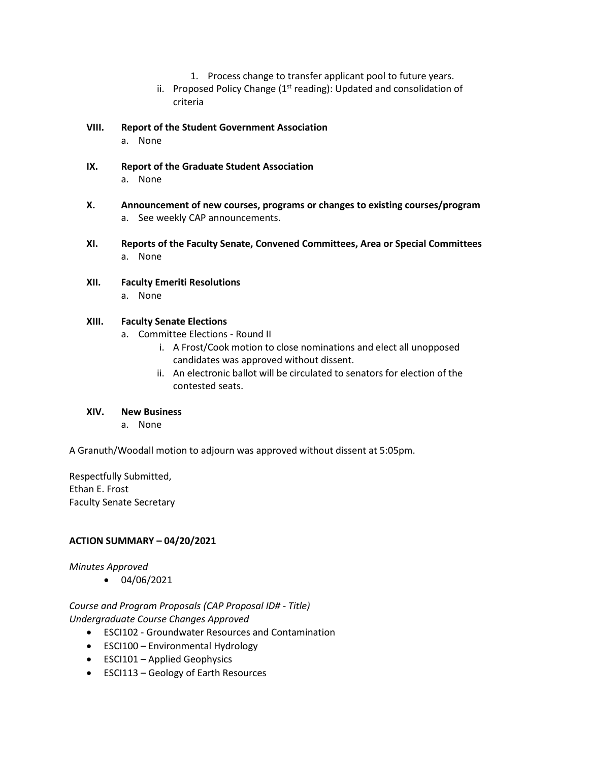1. Process change to transfer applicant pool to future years.

ii. Proposed Policy Change (1st reading): Updated and consolidation of criteria

**VIII. Report of the Student Government Association**

a. None

**IX. Report of the Graduate Student Association**

a. None

**X. Announcement of new courses, programs or changes to existing courses/program**

a. See weekly CAP announcements.

**XI. Reports of the Faculty Senate, Convened Committees, Area or Special Committees**

a. None

**XII. Faculty Emeriti Resolutions**

a. None

**XIII. Faculty Senate Elections**

a. Committee Elections - Round II

i. A Frost/Cook motion to close nominations and elect all unopposed candidates was approved without dissent.

ii. An electronic ballot will be circulated to senators for election of the contested seats.

**XIV. New Business**

a. None

A Granuth/Woodall motion to adjourn was approved without dissent at 5:05pm.

Respectfully Submitted,
Ethan E. Frost
Faculty Senate Secretary

**ACTION SUMMARY – 04/20/2021**

*Minutes Approved*

- 04/06/2021

*Course and Program Proposals (CAP Proposal ID# - Title)*
*Undergraduate Course Changes Approved*

- ESCI102 - Groundwater Resources and Contamination
- ESCI100 – Environmental Hydrology
- ESCI101 – Applied Geophysics
- ESCI113 – Geology of Earth Resources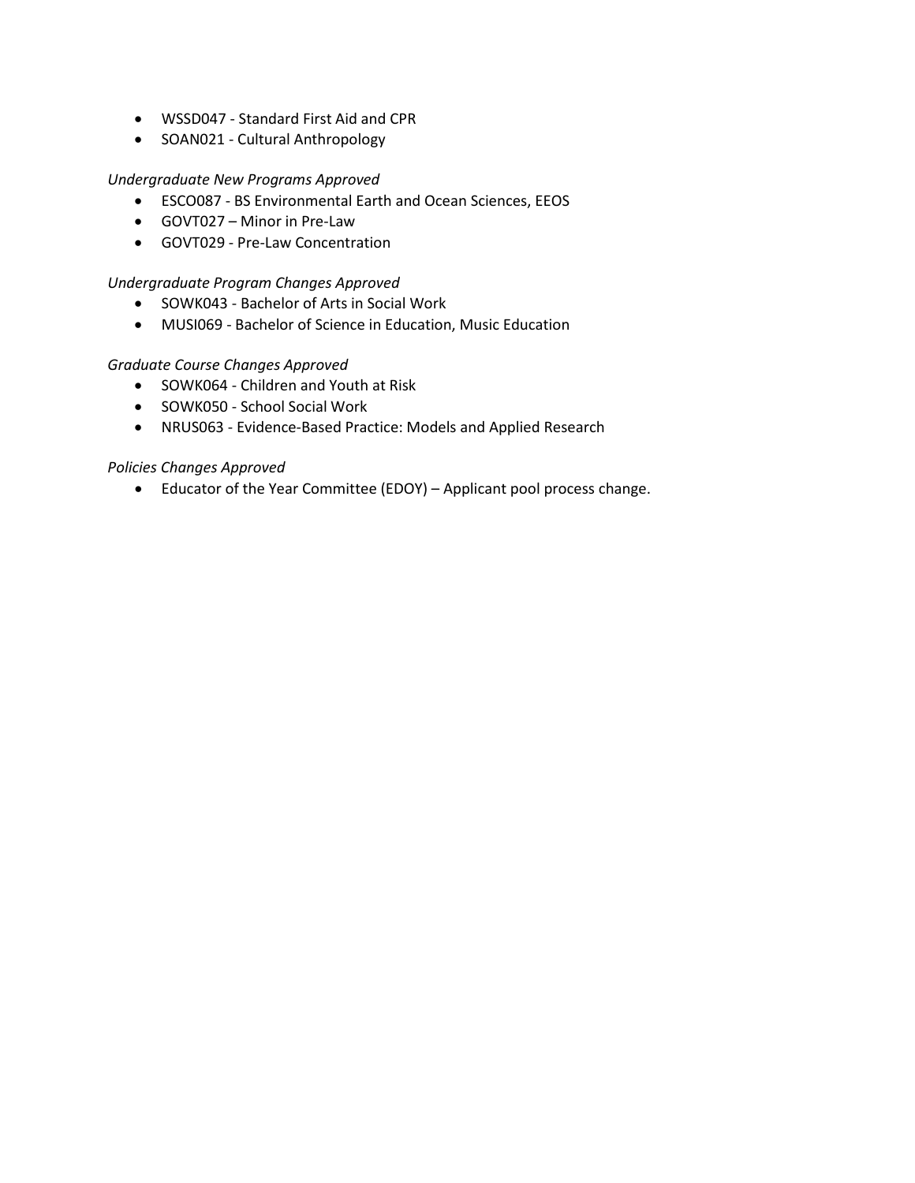- WSSD047 - Standard First Aid and CPR
- SOAN021 - Cultural Anthropology

*Undergraduate New Programs Approved*

- ESCO087 - BS Environmental Earth and Ocean Sciences, EEOS
- GOVT027 – Minor in Pre-Law
- GOVT029 - Pre-Law Concentration

*Undergraduate Program Changes Approved*

- SOWK043 - Bachelor of Arts in Social Work
- MUSI069 - Bachelor of Science in Education, Music Education

*Graduate Course Changes Approved*

- SOWK064 - Children and Youth at Risk
- SOWK050 - School Social Work
- NRUS063 - Evidence-Based Practice: Models and Applied Research

*Policies Changes Approved*

- Educator of the Year Committee (EDOY) – Applicant pool process change.